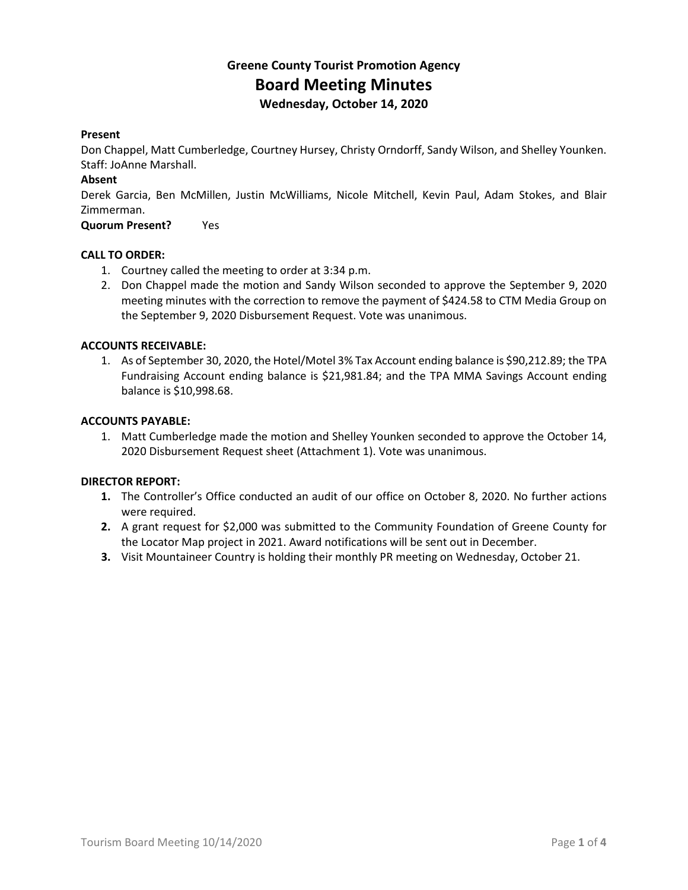# Greene County Tourist Promotion Agency

## Board Meeting Minutes

### Wednesday, October 14, 2020

**Present**

Don Chappel, Matt Cumberledge, Courtney Hursey, Christy Orndorff, Sandy Wilson, and Shelley Younken. Staff: JoAnne Marshall.

**Absent**

Derek Garcia, Ben McMillen, Justin McWilliams, Nicole Mitchell, Kevin Paul, Adam Stokes, and Blair Zimmerman.

**Quorum Present?** Yes

**CALL TO ORDER:**

1. Courtney called the meeting to order at 3:34 p.m.
2. Don Chappel made the motion and Sandy Wilson seconded to approve the September 9, 2020 meeting minutes with the correction to remove the payment of $424.58 to CTM Media Group on the September 9, 2020 Disbursement Request. Vote was unanimous.

**ACCOUNTS RECEIVABLE:**

1. As of September 30, 2020, the Hotel/Motel 3% Tax Account ending balance is $90,212.89; the TPA Fundraising Account ending balance is $21,981.84; and the TPA MMA Savings Account ending balance is $10,998.68.

**ACCOUNTS PAYABLE:**

1. Matt Cumberledge made the motion and Shelley Younken seconded to approve the October 14, 2020 Disbursement Request sheet (Attachment 1). Vote was unanimous.

**DIRECTOR REPORT:**

1. The Controller's Office conducted an audit of our office on October 8, 2020. No further actions were required.
2. A grant request for $2,000 was submitted to the Community Foundation of Greene County for the Locator Map project in 2021. Award notifications will be sent out in December.
3. Visit Mountaineer Country is holding their monthly PR meeting on Wednesday, October 21.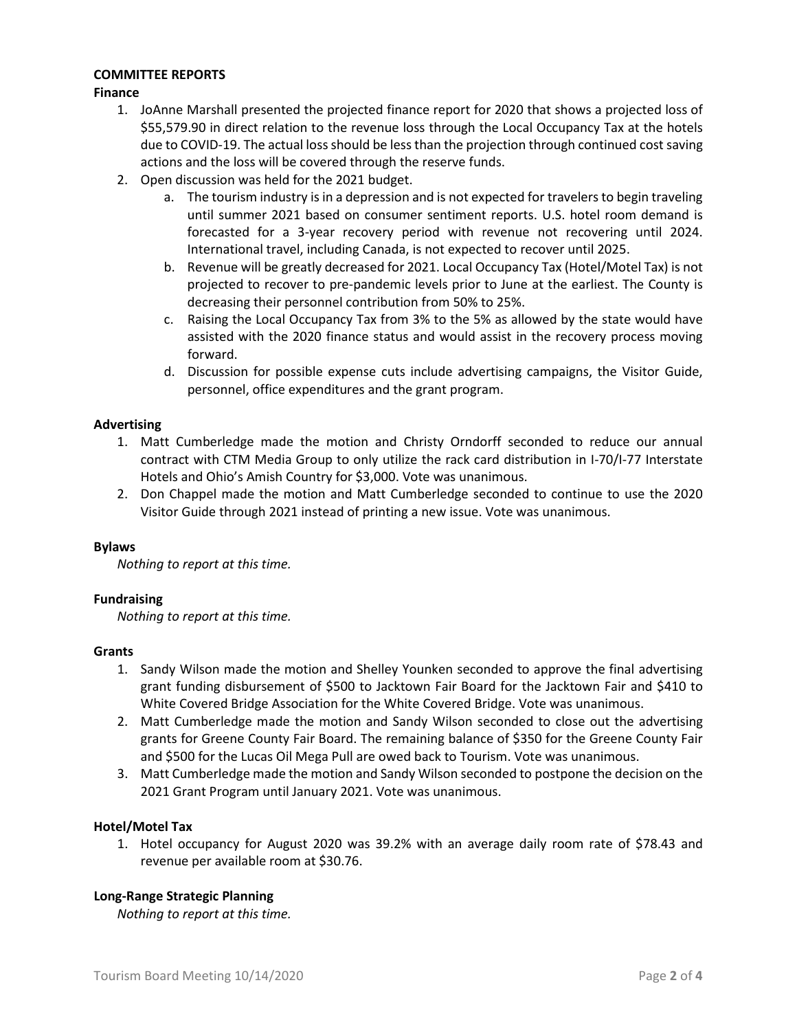**COMMITTEE REPORTS**

**Finance**

1. JoAnne Marshall presented the projected finance report for 2020 that shows a projected loss of $55,579.90 in direct relation to the revenue loss through the Local Occupancy Tax at the hotels due to COVID-19. The actual loss should be less than the projection through continued cost saving actions and the loss will be covered through the reserve funds.
2. Open discussion was held for the 2021 budget.
   a. The tourism industry is in a depression and is not expected for travelers to begin traveling until summer 2021 based on consumer sentiment reports. U.S. hotel room demand is forecasted for a 3-year recovery period with revenue not recovering until 2024. International travel, including Canada, is not expected to recover until 2025.
   b. Revenue will be greatly decreased for 2021. Local Occupancy Tax (Hotel/Motel Tax) is not projected to recover to pre-pandemic levels prior to June at the earliest. The County is decreasing their personnel contribution from 50% to 25%.
   c. Raising the Local Occupancy Tax from 3% to the 5% as allowed by the state would have assisted with the 2020 finance status and would assist in the recovery process moving forward.
   d. Discussion for possible expense cuts include advertising campaigns, the Visitor Guide, personnel, office expenditures and the grant program.

**Advertising**

1. Matt Cumberledge made the motion and Christy Orndorff seconded to reduce our annual contract with CTM Media Group to only utilize the rack card distribution in I-70/I-77 Interstate Hotels and Ohio's Amish Country for $3,000. Vote was unanimous.
2. Don Chappel made the motion and Matt Cumberledge seconded to continue to use the 2020 Visitor Guide through 2021 instead of printing a new issue. Vote was unanimous.

**Bylaws**

*Nothing to report at this time.*

**Fundraising**

*Nothing to report at this time.*

**Grants**

1. Sandy Wilson made the motion and Shelley Younken seconded to approve the final advertising grant funding disbursement of $500 to Jacktown Fair Board for the Jacktown Fair and $410 to White Covered Bridge Association for the White Covered Bridge. Vote was unanimous.
2. Matt Cumberledge made the motion and Sandy Wilson seconded to close out the advertising grants for Greene County Fair Board. The remaining balance of $350 for the Greene County Fair and $500 for the Lucas Oil Mega Pull are owed back to Tourism. Vote was unanimous.
3. Matt Cumberledge made the motion and Sandy Wilson seconded to postpone the decision on the 2021 Grant Program until January 2021. Vote was unanimous.

**Hotel/Motel Tax**

1. Hotel occupancy for August 2020 was 39.2% with an average daily room rate of $78.43 and revenue per available room at $30.76.

**Long-Range Strategic Planning**

*Nothing to report at this time.*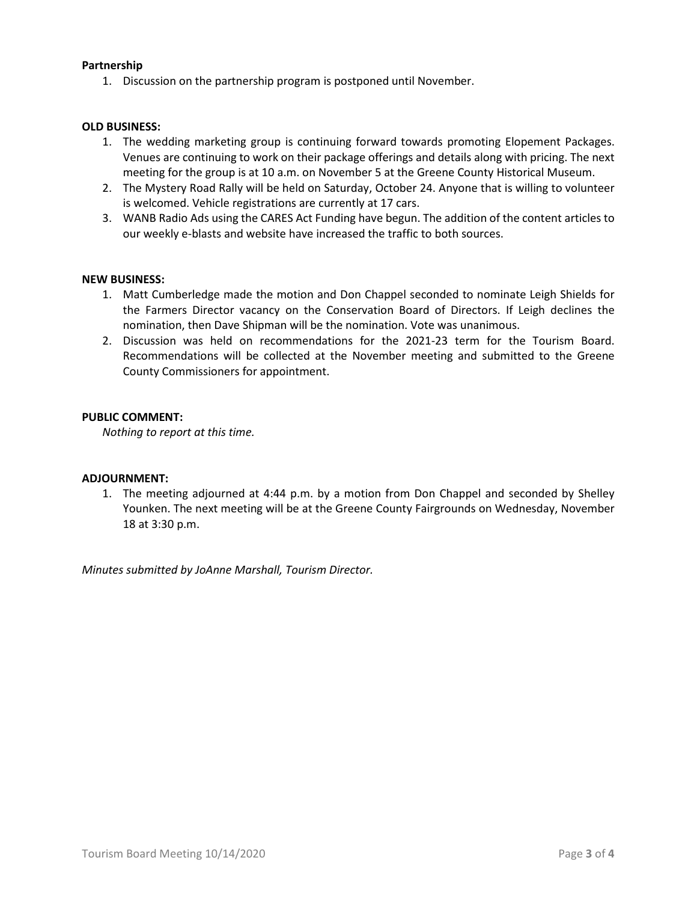**Partnership**

1. Discussion on the partnership program is postponed until November.

**OLD BUSINESS:**

1. The wedding marketing group is continuing forward towards promoting Elopement Packages. Venues are continuing to work on their package offerings and details along with pricing. The next meeting for the group is at 10 a.m. on November 5 at the Greene County Historical Museum.
2. The Mystery Road Rally will be held on Saturday, October 24. Anyone that is willing to volunteer is welcomed. Vehicle registrations are currently at 17 cars.
3. WANB Radio Ads using the CARES Act Funding have begun. The addition of the content articles to our weekly e-blasts and website have increased the traffic to both sources.

**NEW BUSINESS:**

1. Matt Cumberledge made the motion and Don Chappel seconded to nominate Leigh Shields for the Farmers Director vacancy on the Conservation Board of Directors. If Leigh declines the nomination, then Dave Shipman will be the nomination. Vote was unanimous.
2. Discussion was held on recommendations for the 2021-23 term for the Tourism Board. Recommendations will be collected at the November meeting and submitted to the Greene County Commissioners for appointment.

**PUBLIC COMMENT:**

*Nothing to report at this time.*

**ADJOURNMENT:**

1. The meeting adjourned at 4:44 p.m. by a motion from Don Chappel and seconded by Shelley Younken. The next meeting will be at the Greene County Fairgrounds on Wednesday, November 18 at 3:30 p.m.

*Minutes submitted by JoAnne Marshall, Tourism Director.*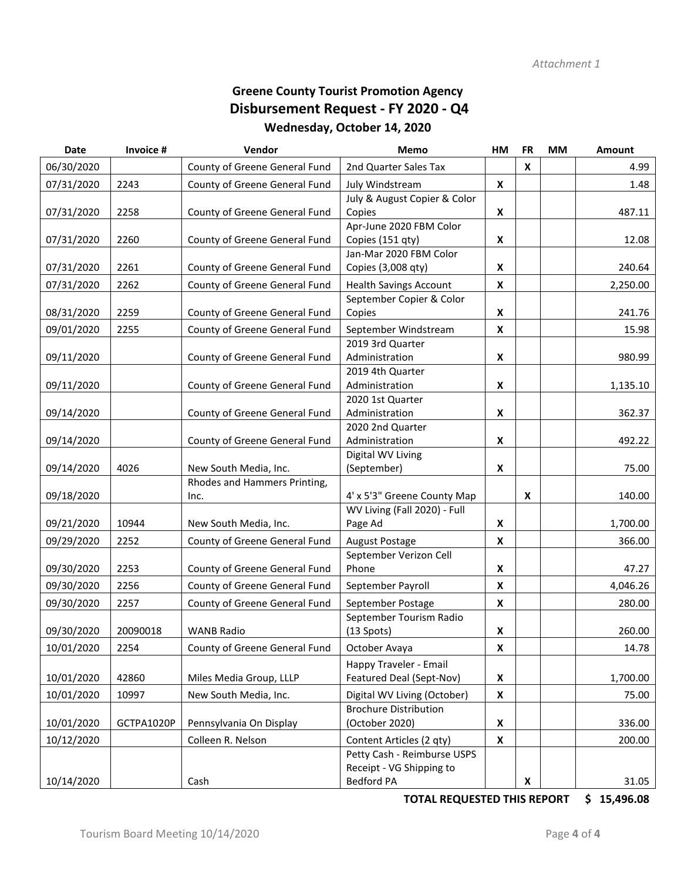*Attachment 1*

## Greene County Tourist Promotion Agency

## Disbursement Request - FY 2020 - Q4

### Wednesday, October 14, 2020

| Date | Invoice # | Vendor | Memo | HM | FR | MM | Amount |
|---|---|---|---|---|---|---|---|
| 06/30/2020 | | County of Greene General Fund | 2nd Quarter Sales Tax | | X | | 4.99 |
| 07/31/2020 | 2243 | County of Greene General Fund | July Windstream | X | | | 1.48 |
| 07/31/2020 | 2258 | County of Greene General Fund | July & August Copier & Color Copies | X | | | 487.11 |
| 07/31/2020 | 2260 | County of Greene General Fund | Apr-June 2020 FBM Color Copies (151 qty) | X | | | 12.08 |
| 07/31/2020 | 2261 | County of Greene General Fund | Jan-Mar 2020 FBM Color Copies (3,008 qty) | X | | | 240.64 |
| 07/31/2020 | 2262 | County of Greene General Fund | Health Savings Account | X | | | 2,250.00 |
| 08/31/2020 | 2259 | County of Greene General Fund | September Copier & Color Copies | X | | | 241.76 |
| 09/01/2020 | 2255 | County of Greene General Fund | September Windstream | X | | | 15.98 |
| 09/11/2020 | | County of Greene General Fund | 2019 3rd Quarter Administration | X | | | 980.99 |
| 09/11/2020 | | County of Greene General Fund | 2019 4th Quarter Administration | X | | | 1,135.10 |
| 09/14/2020 | | County of Greene General Fund | 2020 1st Quarter Administration | X | | | 362.37 |
| 09/14/2020 | | County of Greene General Fund | 2020 2nd Quarter Administration | X | | | 492.22 |
| 09/14/2020 | 4026 | New South Media, Inc. | Digital WV Living (September) | X | | | 75.00 |
| 09/18/2020 | | Rhodes and Hammers Printing, Inc. | 4' x 5'3" Greene County Map | | X | | 140.00 |
| 09/21/2020 | 10944 | New South Media, Inc. | WV Living (Fall 2020) - Full Page Ad | X | | | 1,700.00 |
| 09/29/2020 | 2252 | County of Greene General Fund | August Postage | X | | | 366.00 |
| 09/30/2020 | 2253 | County of Greene General Fund | September Verizon Cell Phone | X | | | 47.27 |
| 09/30/2020 | 2256 | County of Greene General Fund | September Payroll | X | | | 4,046.26 |
| 09/30/2020 | 2257 | County of Greene General Fund | September Postage | X | | | 280.00 |
| 09/30/2020 | 20090018 | WANB Radio | September Tourism Radio (13 Spots) | X | | | 260.00 |
| 10/01/2020 | 2254 | County of Greene General Fund | October Avaya | X | | | 14.78 |
| 10/01/2020 | 42860 | Miles Media Group, LLLP | Happy Traveler - Email Featured Deal (Sept-Nov) | X | | | 1,700.00 |
| 10/01/2020 | 10997 | New South Media, Inc. | Digital WV Living (October) | X | | | 75.00 |
| 10/01/2020 | GCTPA1020P | Pennsylvania On Display | Brochure Distribution (October 2020) | X | | | 336.00 |
| 10/12/2020 | | Colleen R. Nelson | Content Articles (2 qty) | X | | | 200.00 |
| 10/14/2020 | | Cash | Petty Cash - Reimburse USPS Receipt - VG Shipping to Bedford PA | | X | | 31.05 |

**TOTAL REQUESTED THIS REPORT $ 15,496.08**